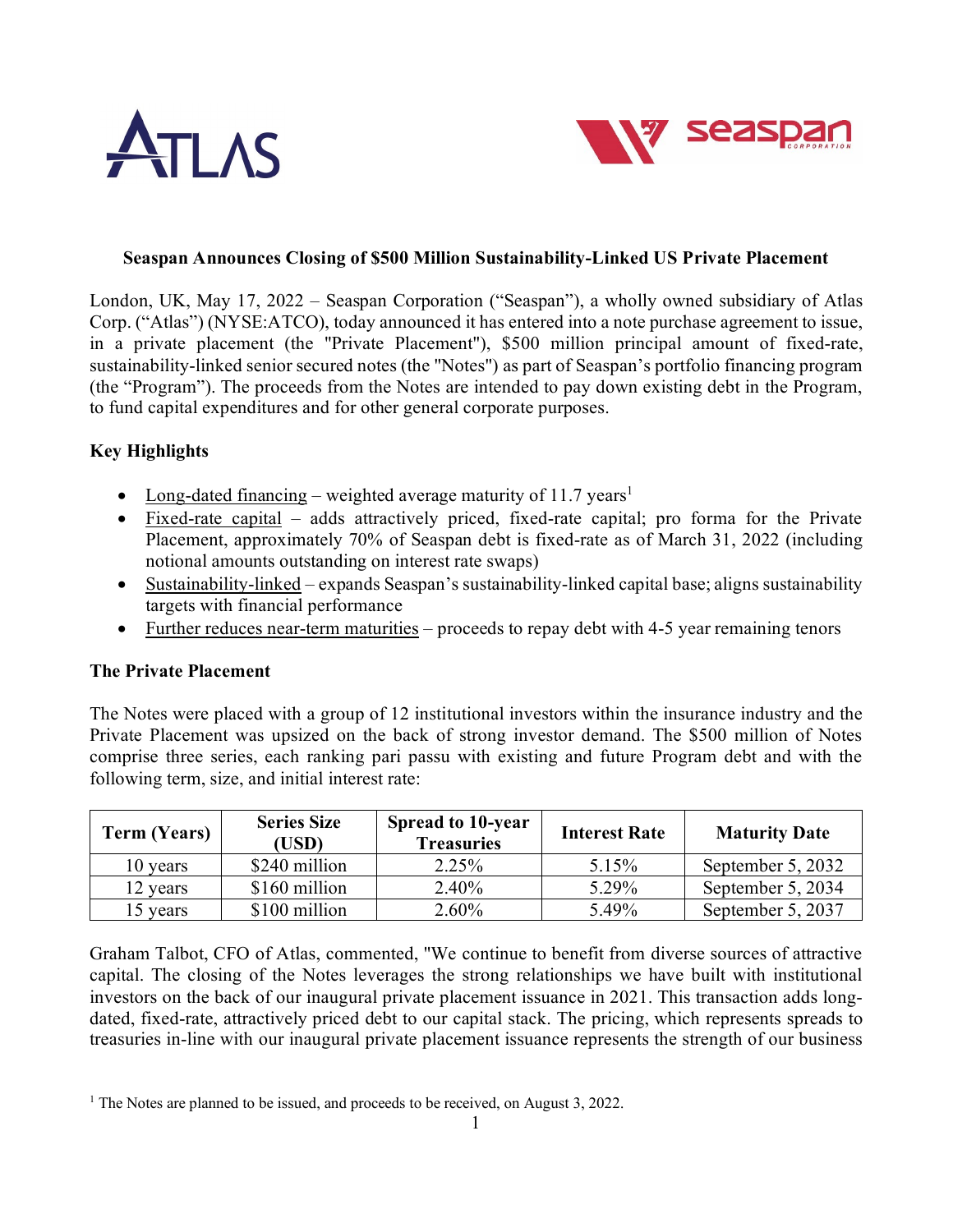**Seaspan Announces Closing of $500 Million Sustainability-Linked US Private Placement**

London, UK, May 17, 2022 – Seaspan Corporation ("Seaspan"), a wholly owned subsidiary of Atlas Corp. ("Atlas") (NYSE:ATCO), today announced it has entered into a note purchase agreement to issue, in a private placement (the "Private Placement"), $500 million principal amount of fixed-rate, sustainability-linked senior secured notes (the "Notes") as part of Seaspan's portfolio financing program (the "Program"). The proceeds from the Notes are intended to pay down existing debt in the Program, to fund capital expenditures and for other general corporate purposes.

**Key Highlights**

- Long-dated financing – weighted average maturity of 11.7 years[1]
- Fixed-rate capital – adds attractively priced, fixed-rate capital; pro forma for the Private Placement, approximately 70% of Seaspan debt is fixed-rate as of March 31, 2022 (including notional amounts outstanding on interest rate swaps)
- Sustainability-linked – expands Seaspan's sustainability-linked capital base; aligns sustainability targets with financial performance
- Further reduces near-term maturities – proceeds to repay debt with 4-5 year remaining tenors

**The Private Placement**

The Notes were placed with a group of 12 institutional investors within the insurance industry and the Private Placement was upsized on the back of strong investor demand. The $500 million of Notes comprise three series, each ranking pari passu with existing and future Program debt and with the following term, size, and initial interest rate:

| Term (Years) | Series Size (USD) | Spread to 10-year Treasuries | Interest Rate | Maturity Date |
|---|---|---|---|---|
| 10 years | $240 million | 2.25% | 5.15% | September 5, 2032 |
| 12 years | $160 million | 2.40% | 5.29% | September 5, 2034 |
| 15 years | $100 million | 2.60% | 5.49% | September 5, 2037 |

Graham Talbot, CFO of Atlas, commented, "We continue to benefit from diverse sources of attractive capital. The closing of the Notes leverages the strong relationships we have built with institutional investors on the back of our inaugural private placement issuance in 2021. This transaction adds long-dated, fixed-rate, attractively priced debt to our capital stack. The pricing, which represents spreads to treasuries in-line with our inaugural private placement issuance represents the strength of our business

[1] The Notes are planned to be issued, and proceeds to be received, on August 3, 2022.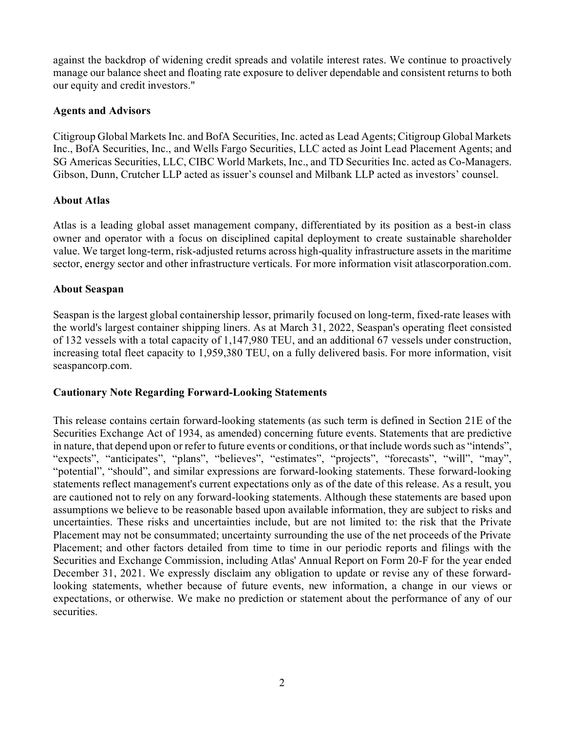against the backdrop of widening credit spreads and volatile interest rates. We continue to proactively manage our balance sheet and floating rate exposure to deliver dependable and consistent returns to both our equity and credit investors."

**Agents and Advisors**

Citigroup Global Markets Inc. and BofA Securities, Inc. acted as Lead Agents; Citigroup Global Markets Inc., BofA Securities, Inc., and Wells Fargo Securities, LLC acted as Joint Lead Placement Agents; and SG Americas Securities, LLC, CIBC World Markets, Inc., and TD Securities Inc. acted as Co-Managers. Gibson, Dunn, Crutcher LLP acted as issuer's counsel and Milbank LLP acted as investors' counsel.

**About Atlas**

Atlas is a leading global asset management company, differentiated by its position as a best-in class owner and operator with a focus on disciplined capital deployment to create sustainable shareholder value. We target long-term, risk-adjusted returns across high-quality infrastructure assets in the maritime sector, energy sector and other infrastructure verticals. For more information visit atlascorporation.com.

**About Seaspan**

Seaspan is the largest global containership lessor, primarily focused on long-term, fixed-rate leases with the world's largest container shipping liners. As at March 31, 2022, Seaspan's operating fleet consisted of 132 vessels with a total capacity of 1,147,980 TEU, and an additional 67 vessels under construction, increasing total fleet capacity to 1,959,380 TEU, on a fully delivered basis. For more information, visit seaspancorp.com.

**Cautionary Note Regarding Forward-Looking Statements**

This release contains certain forward-looking statements (as such term is defined in Section 21E of the Securities Exchange Act of 1934, as amended) concerning future events. Statements that are predictive in nature, that depend upon or refer to future events or conditions, or that include words such as "intends", "expects", "anticipates", "plans", "believes", "estimates", "projects", "forecasts", "will", "may", "potential", "should", and similar expressions are forward-looking statements. These forward-looking statements reflect management's current expectations only as of the date of this release. As a result, you are cautioned not to rely on any forward-looking statements. Although these statements are based upon assumptions we believe to be reasonable based upon available information, they are subject to risks and uncertainties. These risks and uncertainties include, but are not limited to: the risk that the Private Placement may not be consummated; uncertainty surrounding the use of the net proceeds of the Private Placement; and other factors detailed from time to time in our periodic reports and filings with the Securities and Exchange Commission, including Atlas' Annual Report on Form 20-F for the year ended December 31, 2021. We expressly disclaim any obligation to update or revise any of these forward-looking statements, whether because of future events, new information, a change in our views or expectations, or otherwise. We make no prediction or statement about the performance of any of our securities.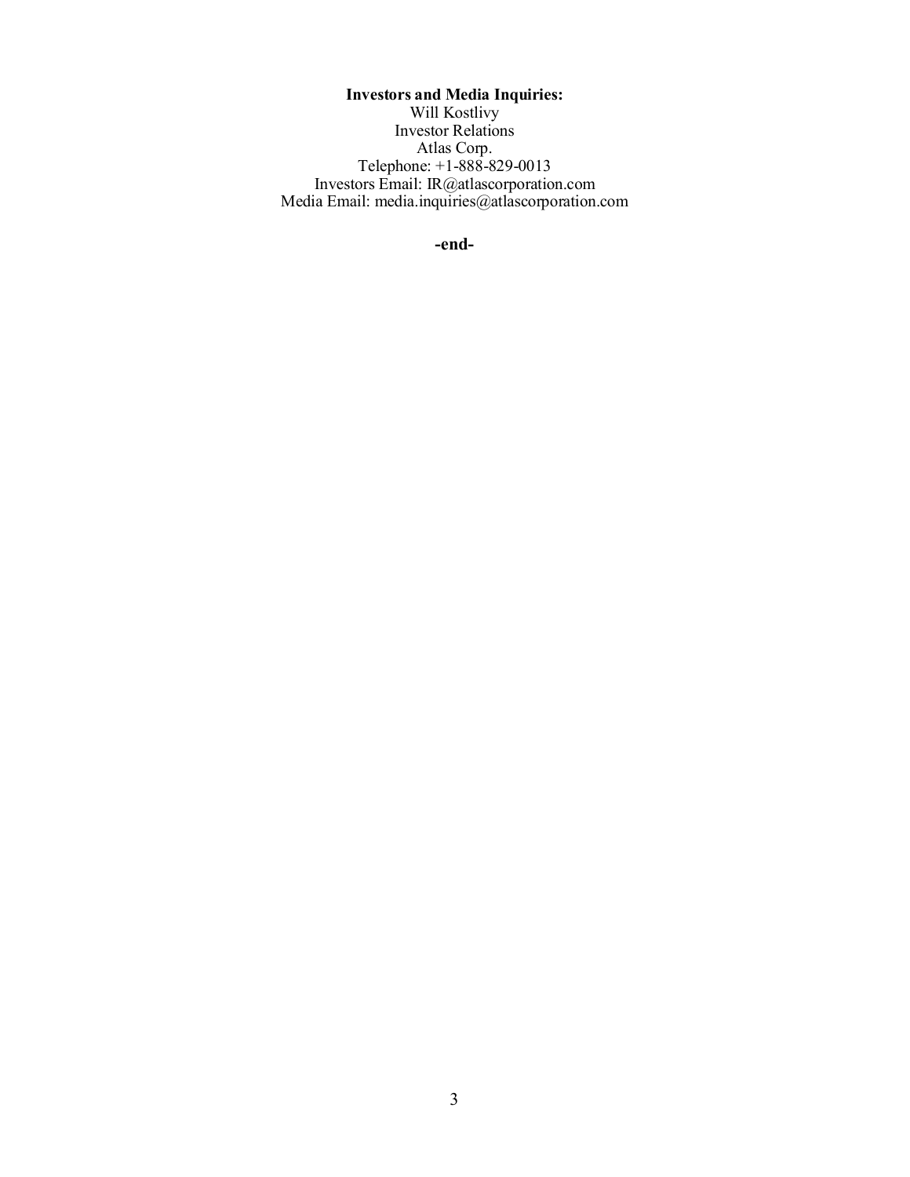**Investors and Media Inquiries:**

Will Kostlivy
Investor Relations
Atlas Corp.
Telephone: +1-888-829-0013
Investors Email: IR@atlascorporation.com
Media Email: media.inquiries@atlascorporation.com

**-end-**